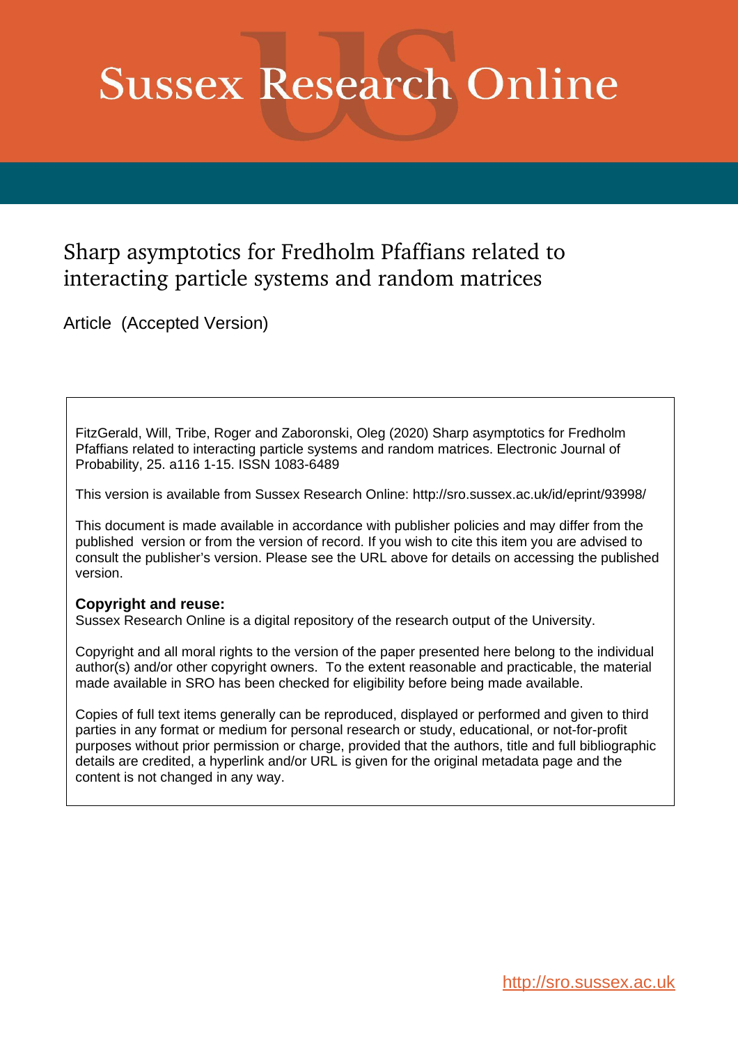# Sussex Research Online

## Sharp asymptotics for Fredholm Pfaffians related to interacting particle systems and random matrices

Article (Accepted Version)

FitzGerald, Will, Tribe, Roger and Zaboronski, Oleg (2020) Sharp asymptotics for Fredholm Pfaffians related to interacting particle systems and random matrices. Electronic Journal of Probability, 25. a116 1-15. ISSN 1083-6489

This version is available from Sussex Research Online: http://sro.sussex.ac.uk/id/eprint/93998/

This document is made available in accordance with publisher policies and may differ from the published version or from the version of record. If you wish to cite this item you are advised to consult the publisher's version. Please see the URL above for details on accessing the published version.

**Copyright and reuse:**
Sussex Research Online is a digital repository of the research output of the University.

Copyright and all moral rights to the version of the paper presented here belong to the individual author(s) and/or other copyright owners. To the extent reasonable and practicable, the material made available in SRO has been checked for eligibility before being made available.

Copies of full text items generally can be reproduced, displayed or performed and given to third parties in any format or medium for personal research or study, educational, or not-for-profit purposes without prior permission or charge, provided that the authors, title and full bibliographic details are credited, a hyperlink and/or URL is given for the original metadata page and the content is not changed in any way.

http://sro.sussex.ac.uk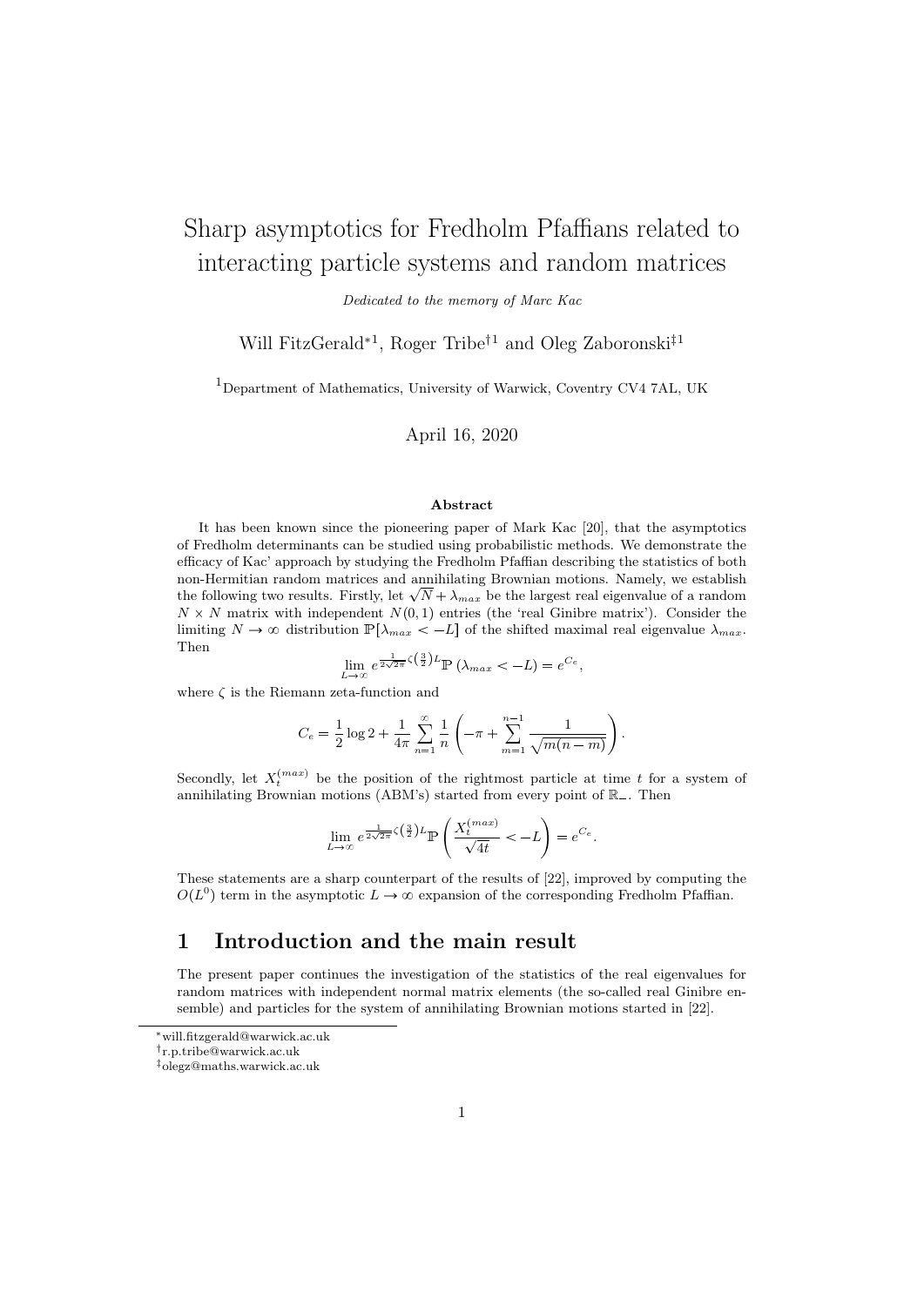# Sharp asymptotics for Fredholm Pfaffians related to interacting particle systems and random matrices

*Dedicated to the memory of Marc Kac*

Will FitzGerald[*1], Roger Tribe[†1] and Oleg Zaboronski[‡1]

[1]Department of Mathematics, University of Warwick, Coventry CV4 7AL, UK

April 16, 2020

**Abstract**

It has been known since the pioneering paper of Mark Kac [20], that the asymptotics of Fredholm determinants can be studied using probabilistic methods. We demonstrate the efficacy of Kac' approach by studying the Fredholm Pfaffian describing the statistics of both non-Hermitian random matrices and annihilating Brownian motions. Namely, we establish the following two results. Firstly, let $\sqrt{N} + \lambda_{max}$ be the largest real eigenvalue of a random $N \times N$ matrix with independent $N(0,1)$ entries (the 'real Ginibre matrix'). Consider the limiting $N \to \infty$ distribution $\mathbb{P}[\lambda_{max} < -L]$ of the shifted maximal real eigenvalue $\lambda_{max}$. Then

$$\lim_{L \to \infty} e^{\frac{1}{2\sqrt{2\pi}}\zeta\left(\frac{3}{2}\right)L} \mathbb{P}\left(\lambda_{max} < -L\right) = e^{C_e},$$

where $\zeta$ is the Riemann zeta-function and

$$C_e = \frac{1}{2}\log 2 + \frac{1}{4\pi}\sum_{n=1}^{\infty}\frac{1}{n}\left(-\pi + \sum_{m=1}^{n-1}\frac{1}{\sqrt{m(n-m)}}\right).$$

Secondly, let $X_t^{(max)}$ be the position of the rightmost particle at time $t$ for a system of annihilating Brownian motions (ABM's) started from every point of $\mathbb{R}_-$. Then

$$\lim_{L \to \infty} e^{\frac{1}{2\sqrt{2\pi}}\zeta\left(\frac{3}{2}\right)L} \mathbb{P}\left(\frac{X_t^{(max)}}{\sqrt{4t}} < -L\right) = e^{C_e}.$$

These statements are a sharp counterpart of the results of [22], improved by computing the $O(L^0)$ term in the asymptotic $L \to \infty$ expansion of the corresponding Fredholm Pfaffian.

## 1 Introduction and the main result

The present paper continues the investigation of the statistics of the real eigenvalues for random matrices with independent normal matrix elements (the so-called real Ginibre ensemble) and particles for the system of annihilating Brownian motions started in [22].

[*]will.fitzgerald@warwick.ac.uk

[†]r.p.tribe@warwick.ac.uk

[‡]olegz@maths.warwick.ac.uk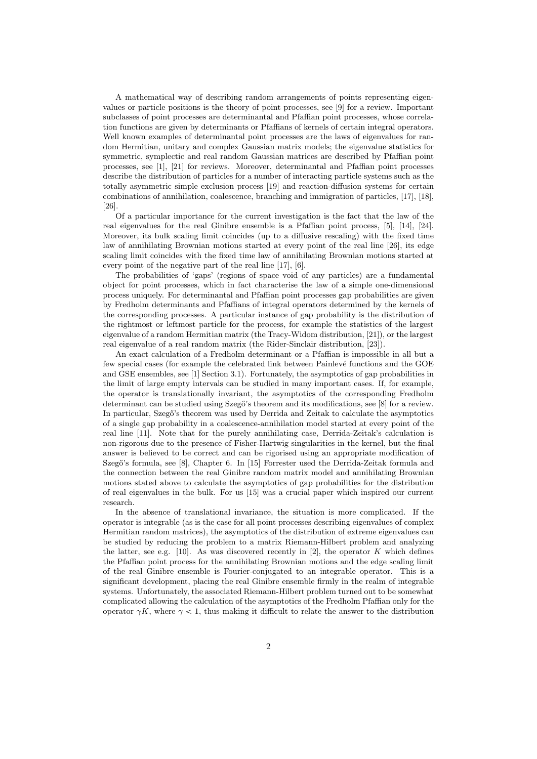A mathematical way of describing random arrangements of points representing eigenvalues or particle positions is the theory of point processes, see [9] for a review. Important subclasses of point processes are determinantal and Pfaffian point processes, whose correlation functions are given by determinants or Pfaffians of kernels of certain integral operators. Well known examples of determinantal point processes are the laws of eigenvalues for random Hermitian, unitary and complex Gaussian matrix models; the eigenvalue statistics for symmetric, symplectic and real random Gaussian matrices are described by Pfaffian point processes, see [1], [21] for reviews. Moreover, determinantal and Pfaffian point processes describe the distribution of particles for a number of interacting particle systems such as the totally asymmetric simple exclusion process [19] and reaction-diffusion systems for certain combinations of annihilation, coalescence, branching and immigration of particles, [17], [18], [26].

Of a particular importance for the current investigation is the fact that the law of the real eigenvalues for the real Ginibre ensemble is a Pfaffian point process, [5], [14], [24]. Moreover, its bulk scaling limit coincides (up to a diffusive rescaling) with the fixed time law of annihilating Brownian motions started at every point of the real line [26], its edge scaling limit coincides with the fixed time law of annihilating Brownian motions started at every point of the negative part of the real line [17], [6].

The probabilities of 'gaps' (regions of space void of any particles) are a fundamental object for point processes, which in fact characterise the law of a simple one-dimensional process uniquely. For determinantal and Pfaffian point processes gap probabilities are given by Fredholm determinants and Pfaffians of integral operators determined by the kernels of the corresponding processes. A particular instance of gap probability is the distribution of the rightmost or leftmost particle for the process, for example the statistics of the largest eigenvalue of a random Hermitian matrix (the Tracy-Widom distribution, [21]), or the largest real eigenvalue of a real random matrix (the Rider-Sinclair distribution, [23]).

An exact calculation of a Fredholm determinant or a Pfaffian is impossible in all but a few special cases (for example the celebrated link between Painlevé functions and the GOE and GSE ensembles, see [1] Section 3.1). Fortunately, the asymptotics of gap probabilities in the limit of large empty intervals can be studied in many important cases. If, for example, the operator is translationally invariant, the asymptotics of the corresponding Fredholm determinant can be studied using Szegő's theorem and its modifications, see [8] for a review. In particular, Szegő's theorem was used by Derrida and Zeitak to calculate the asymptotics of a single gap probability in a coalescence-annihilation model started at every point of the real line [11]. Note that for the purely annihilating case, Derrida-Zeitak's calculation is non-rigorous due to the presence of Fisher-Hartwig singularities in the kernel, but the final answer is believed to be correct and can be rigorised using an appropriate modification of Szegő's formula, see [8], Chapter 6. In [15] Forrester used the Derrida-Zeitak formula and the connection between the real Ginibre random matrix model and annihilating Brownian motions stated above to calculate the asymptotics of gap probabilities for the distribution of real eigenvalues in the bulk. For us [15] was a crucial paper which inspired our current research.

In the absence of translational invariance, the situation is more complicated. If the operator is integrable (as is the case for all point processes describing eigenvalues of complex Hermitian random matrices), the asymptotics of the distribution of extreme eigenvalues can be studied by reducing the problem to a matrix Riemann-Hilbert problem and analyzing the latter, see e.g. [10]. As was discovered recently in [2], the operator $K$ which defines the Pfaffian point process for the annihilating Brownian motions and the edge scaling limit of the real Ginibre ensemble is Fourier-conjugated to an integrable operator. This is a significant development, placing the real Ginibre ensemble firmly in the realm of integrable systems. Unfortunately, the associated Riemann-Hilbert problem turned out to be somewhat complicated allowing the calculation of the asymptotics of the Fredholm Pfaffian only for the operator $\gamma K$, where $\gamma < 1$, thus making it difficult to relate the answer to the distribution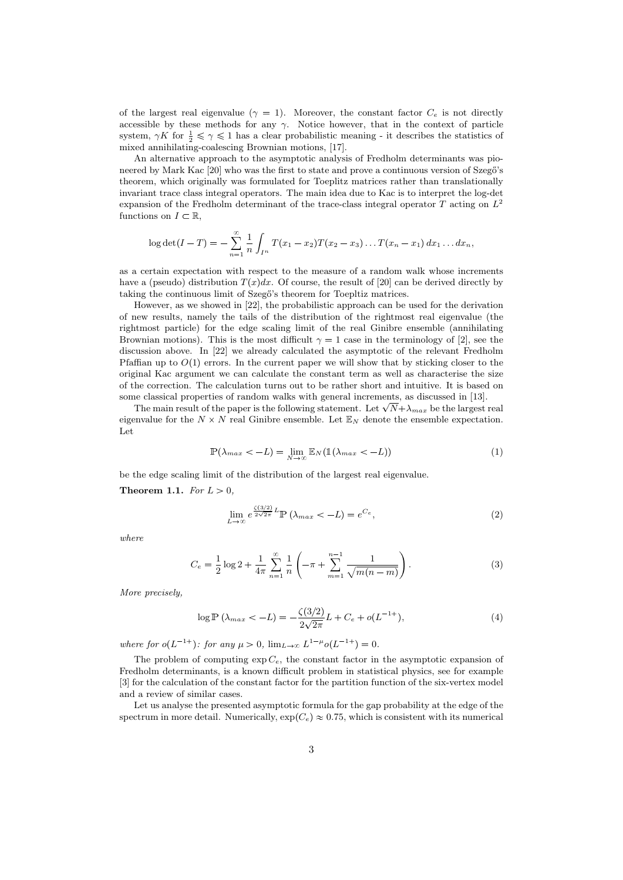of the largest real eigenvalue ($\gamma = 1$). Moreover, the constant factor $C_e$ is not directly accessible by these methods for any $\gamma$. Notice however, that in the context of particle system, $\gamma K$ for $\frac{1}{2} \leqslant \gamma \leqslant 1$ has a clear probabilistic meaning - it describes the statistics of mixed annihilating-coalescing Brownian motions, [17].

An alternative approach to the asymptotic analysis of Fredholm determinants was pioneered by Mark Kac [20] who was the first to state and prove a continuous version of Szegő's theorem, which originally was formulated for Toeplitz matrices rather than translationally invariant trace class integral operators. The main idea due to Kac is to interpret the log-det expansion of the Fredholm determinant of the trace-class integral operator $T$ acting on $L^2$ functions on $I \subset \mathbb{R}$,

$$\log\det(I-T) = -\sum_{n=1}^{\infty}\frac{1}{n}\int_{I^n} T(x_1-x_2)T(x_2-x_3)\dots T(x_n-x_1)\,dx_1\dots dx_n,$$

as a certain expectation with respect to the measure of a random walk whose increments have a (pseudo) distribution $T(x)dx$. Of course, the result of [20] can be derived directly by taking the continuous limit of Szegő's theorem for Toepltiz matrices.

However, as we showed in [22], the probabilistic approach can be used for the derivation of new results, namely the tails of the distribution of the rightmost real eigenvalue (the rightmost particle) for the edge scaling limit of the real Ginibre ensemble (annihilating Brownian motions). This is the most difficult $\gamma = 1$ case in the terminology of [2], see the discussion above. In [22] we already calculated the asymptotic of the relevant Fredholm Pfaffian up to $O(1)$ errors. In the current paper we will show that by sticking closer to the original Kac argument we can calculate the constant term as well as characterise the size of the correction. The calculation turns out to be rather short and intuitive. It is based on some classical properties of random walks with general increments, as discussed in [13].

The main result of the paper is the following statement. Let $\sqrt{N}+\lambda_{max}$ be the largest real eigenvalue for the $N \times N$ real Ginibre ensemble. Let $\mathbb{E}_N$ denote the ensemble expectation. Let

$$\mathbb{P}(\lambda_{max} < -L) = \lim_{N\to\infty}\mathbb{E}_N(\mathbb{1}(\lambda_{max} < -L)) \tag{1}$$

be the edge scaling limit of the distribution of the largest real eigenvalue.

**Theorem 1.1.** *For $L > 0$,*

$$\lim_{L\to\infty} e^{\frac{\zeta(3/2)}{2\sqrt{2\pi}}L}\,\mathbb{P}\left(\lambda_{max} < -L\right) = e^{C_e}, \tag{2}$$

*where*

$$C_e = \frac{1}{2}\log 2 + \frac{1}{4\pi}\sum_{n=1}^{\infty}\frac{1}{n}\left(-\pi + \sum_{m=1}^{n-1}\frac{1}{\sqrt{m(n-m)}}\right). \tag{3}$$

*More precisely,*

$$\log\mathbb{P}\left(\lambda_{max} < -L\right) = -\frac{\zeta(3/2)}{2\sqrt{2\pi}}L + C_e + o(L^{-1+}), \tag{4}$$

*where for $o(L^{-1+})$: for any $\mu > 0$, $\lim_{L\to\infty} L^{1-\mu}o(L^{-1+}) = 0$.*

The problem of computing $\exp C_e$, the constant factor in the asymptotic expansion of Fredholm determinants, is a known difficult problem in statistical physics, see for example [3] for the calculation of the constant factor for the partition function of the six-vertex model and a review of similar cases.

Let us analyse the presented asymptotic formula for the gap probability at the edge of the spectrum in more detail. Numerically, $\exp(C_e) \approx 0.75$, which is consistent with its numerical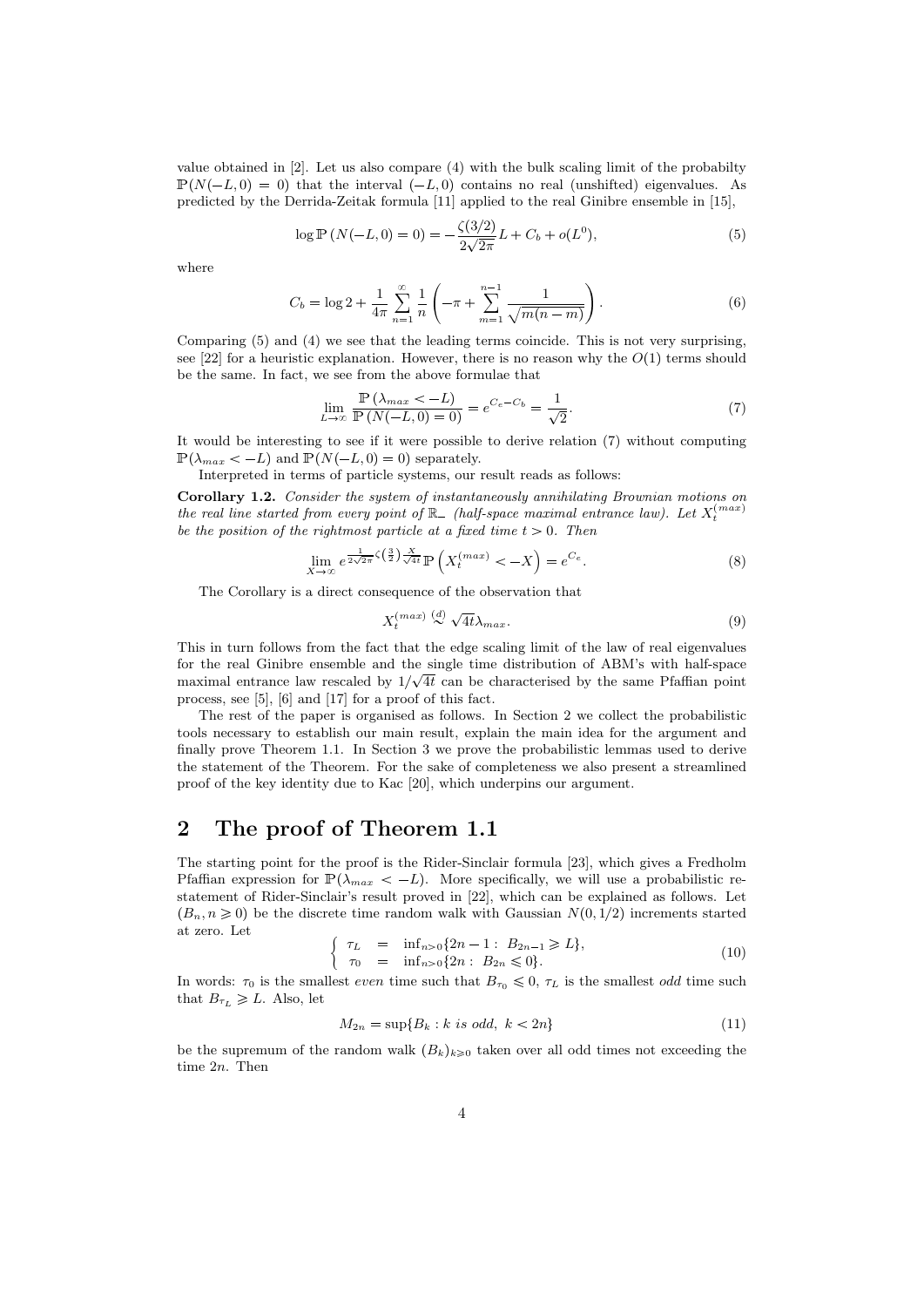value obtained in [2]. Let us also compare (4) with the bulk scaling limit of the probabilty $\mathbb{P}(N(-L,0)=0)$ that the interval $(-L,0)$ contains no real (unshifted) eigenvalues. As predicted by the Derrida-Zeitak formula [11] applied to the real Ginibre ensemble in [15],

$$\log \mathbb{P}\left(N(-L,0)=0\right) = -\frac{\zeta(3/2)}{2\sqrt{2\pi}}L + C_b + o(L^0), \tag{5}$$

where

$$C_b = \log 2 + \frac{1}{4\pi}\sum_{n=1}^{\infty}\frac{1}{n}\left(-\pi + \sum_{m=1}^{n-1}\frac{1}{\sqrt{m(n-m)}}\right). \tag{6}$$

Comparing (5) and (4) we see that the leading terms coincide. This is not very surprising, see [22] for a heuristic explanation. However, there is no reason why the $O(1)$ terms should be the same. In fact, we see from the above formulae that

$$\lim_{L\to\infty}\frac{\mathbb{P}\left(\lambda_{max} < -L\right)}{\mathbb{P}\left(N(-L,0)=0\right)} = e^{C_e - C_b} = \frac{1}{\sqrt{2}}. \tag{7}$$

It would be interesting to see if it were possible to derive relation (7) without computing $\mathbb{P}(\lambda_{max} < -L)$ and $\mathbb{P}(N(-L,0)=0)$ separately.

Interpreted in terms of particle systems, our result reads as follows:

**Corollary 1.2.** *Consider the system of instantaneously annihilating Brownian motions on the real line started from every point of $\mathbb{R}_-$ (half-space maximal entrance law). Let $X_t^{(max)}$ be the position of the rightmost particle at a fixed time $t>0$. Then*

$$\lim_{X\to\infty} e^{\frac{1}{2\sqrt{2\pi}}\zeta\left(\frac{3}{2}\right)\frac{X}{\sqrt{4t}}}\,\mathbb{P}\left(X_t^{(max)} < -X\right) = e^{C_e}. \tag{8}$$

The Corollary is a direct consequence of the observation that

$$X_t^{(max)} \overset{(d)}{\sim} \sqrt{4t}\lambda_{max}. \tag{9}$$

This in turn follows from the fact that the edge scaling limit of the law of real eigenvalues for the real Ginibre ensemble and the single time distribution of ABM's with half-space maximal entrance law rescaled by $1/\sqrt{4t}$ can be characterised by the same Pfaffian point process, see [5], [6] and [17] for a proof of this fact.

The rest of the paper is organised as follows. In Section 2 we collect the probabilistic tools necessary to establish our main result, explain the main idea for the argument and finally prove Theorem 1.1. In Section 3 we prove the probabilistic lemmas used to derive the statement of the Theorem. For the sake of completeness we also present a streamlined proof of the key identity due to Kac [20], which underpins our argument.

# 2 The proof of Theorem 1.1

The starting point for the proof is the Rider-Sinclair formula [23], which gives a Fredholm Pfaffian expression for $\mathbb{P}(\lambda_{max} < -L)$. More specifically, we will use a probabilistic re-statement of Rider-Sinclair's result proved in [22], which can be explained as follows. Let $(B_n, n\geqslant 0)$ be the discrete time random walk with Gaussian $N(0,1/2)$ increments started at zero. Let

$$\left\{\begin{array}{lcl}\tau_L &=& \inf_{n>0}\{2n-1:\ B_{2n-1}\geqslant L\},\\ \tau_0 &=& \inf_{n>0}\{2n:\ B_{2n}\leqslant 0\}.\end{array}\right. \tag{10}$$

In words: $\tau_0$ is the smallest *even* time such that $B_{\tau_0}\leqslant 0$, $\tau_L$ is the smallest *odd* time such that $B_{\tau_L}\geqslant L$. Also, let

$$M_{2n} = \sup\{B_k : k \textit{ is odd},\ k<2n\} \tag{11}$$

be the supremum of the random walk $(B_k)_{k\geqslant 0}$ taken over all odd times not exceeding the time $2n$. Then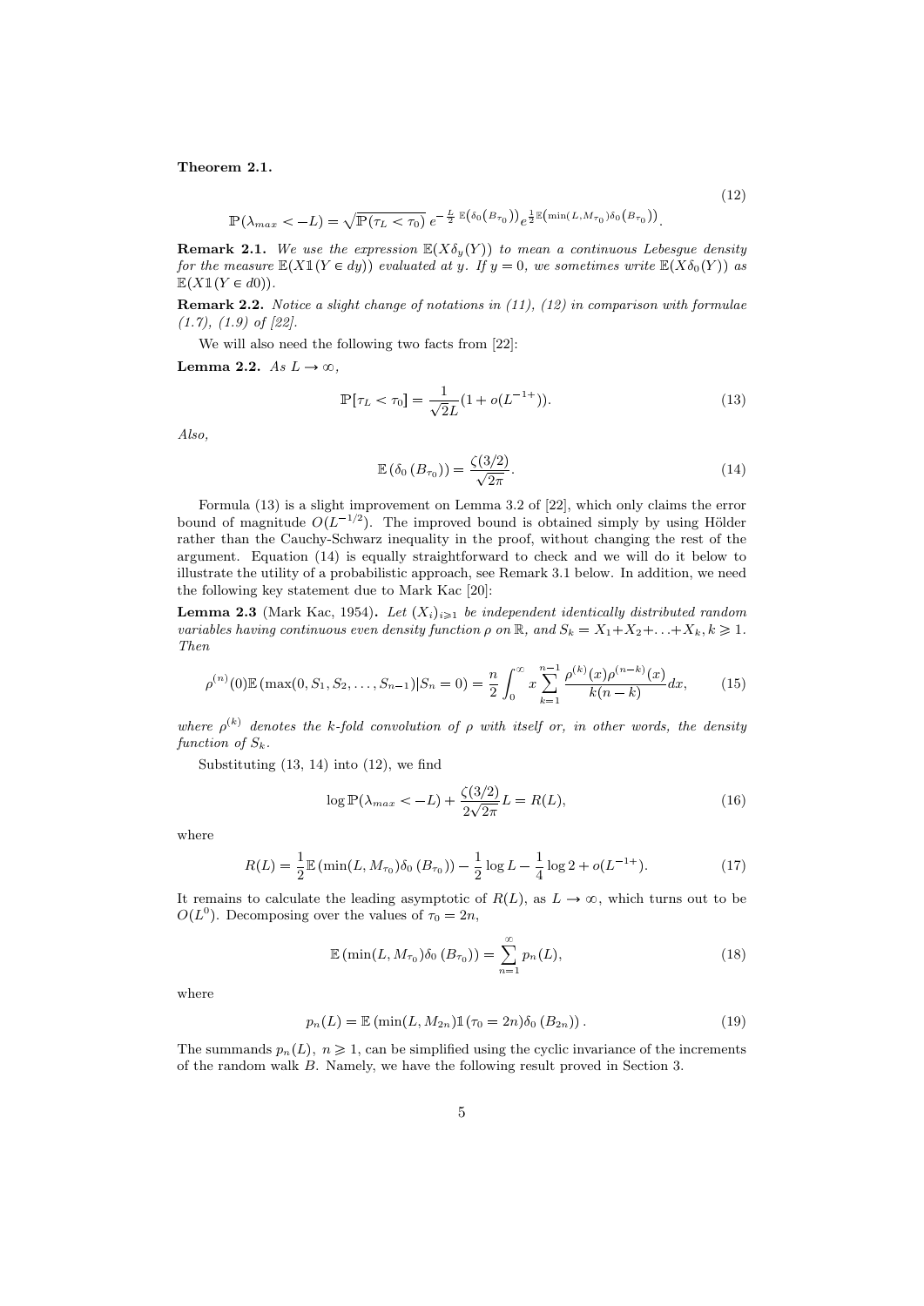**Theorem 2.1.**

$$\mathbb{P}(\lambda_{max} < -L) = \sqrt{\mathbb{P}(\tau_L < \tau_0)}\, e^{-\frac{L}{2}\,\mathbb{E}\left(\delta_0\left(B_{\tau_0}\right)\right)} e^{\frac{1}{2}\mathbb{E}\left(\min(L, M_{\tau_0})\delta_0\left(B_{\tau_0}\right)\right)}. \tag{12}$$

**Remark 2.1.** *We use the expression $\mathbb{E}(X\delta_y(Y))$ to mean a continuous Lebesgue density for the measure $\mathbb{E}(X\mathbb{1}(Y \in dy))$ evaluated at $y$. If $y = 0$, we sometimes write $\mathbb{E}(X\delta_0(Y))$ as $\mathbb{E}(X\mathbb{1}(Y \in d0))$.*

**Remark 2.2.** *Notice a slight change of notations in (11), (12) in comparison with formulae (1.7), (1.9) of [22].*

We will also need the following two facts from [22]:

**Lemma 2.2.** *As $L \to \infty$,*

$$\mathbb{P}[\tau_L < \tau_0] = \frac{1}{\sqrt{2}L}(1 + o(L^{-1+})). \tag{13}$$

*Also,*

$$\mathbb{E}\left(\delta_0\left(B_{\tau_0}\right)\right) = \frac{\zeta(3/2)}{\sqrt{2\pi}}. \tag{14}$$

Formula (13) is a slight improvement on Lemma 3.2 of [22], which only claims the error bound of magnitude $O(L^{-1/2})$. The improved bound is obtained simply by using Hölder rather than the Cauchy-Schwarz inequality in the proof, without changing the rest of the argument. Equation (14) is equally straightforward to check and we will do it below to illustrate the utility of a probabilistic approach, see Remark 3.1 below. In addition, we need the following key statement due to Mark Kac [20]:

**Lemma 2.3** (Mark Kac, 1954)**.** *Let $(X_i)_{i\geqslant 1}$ be independent identically distributed random variables having continuous even density function $\rho$ on $\mathbb{R}$, and $S_k = X_1 + X_2 + \ldots + X_k, k \geqslant 1$. Then*

$$\rho^{(n)}(0)\mathbb{E}\left(\max(0, S_1, S_2, \ldots, S_{n-1})|S_n = 0\right) = \frac{n}{2}\int_0^\infty x \sum_{k=1}^{n-1} \frac{\rho^{(k)}(x)\rho^{(n-k)}(x)}{k(n-k)}dx, \tag{15}$$

*where $\rho^{(k)}$ denotes the $k$-fold convolution of $\rho$ with itself or, in other words, the density function of $S_k$.*

Substituting (13, 14) into (12), we find

$$\log \mathbb{P}(\lambda_{max} < -L) + \frac{\zeta(3/2)}{2\sqrt{2\pi}}L = R(L), \tag{16}$$

where

$$R(L) = \frac{1}{2}\mathbb{E}\left(\min(L, M_{\tau_0})\delta_0\left(B_{\tau_0}\right)\right) - \frac{1}{2}\log L - \frac{1}{4}\log 2 + o(L^{-1+}). \tag{17}$$

It remains to calculate the leading asymptotic of $R(L)$, as $L \to \infty$, which turns out to be $O(L^0)$. Decomposing over the values of $\tau_0 = 2n$,

$$\mathbb{E}\left(\min(L, M_{\tau_0})\delta_0\left(B_{\tau_0}\right)\right) = \sum_{n=1}^{\infty} p_n(L), \tag{18}$$

where

$$p_n(L) = \mathbb{E}\left(\min(L, M_{2n})\mathbb{1}(\tau_0 = 2n)\delta_0\left(B_{2n}\right)\right). \tag{19}$$

The summands $p_n(L)$, $n \geqslant 1$, can be simplified using the cyclic invariance of the increments of the random walk $B$. Namely, we have the following result proved in Section 3.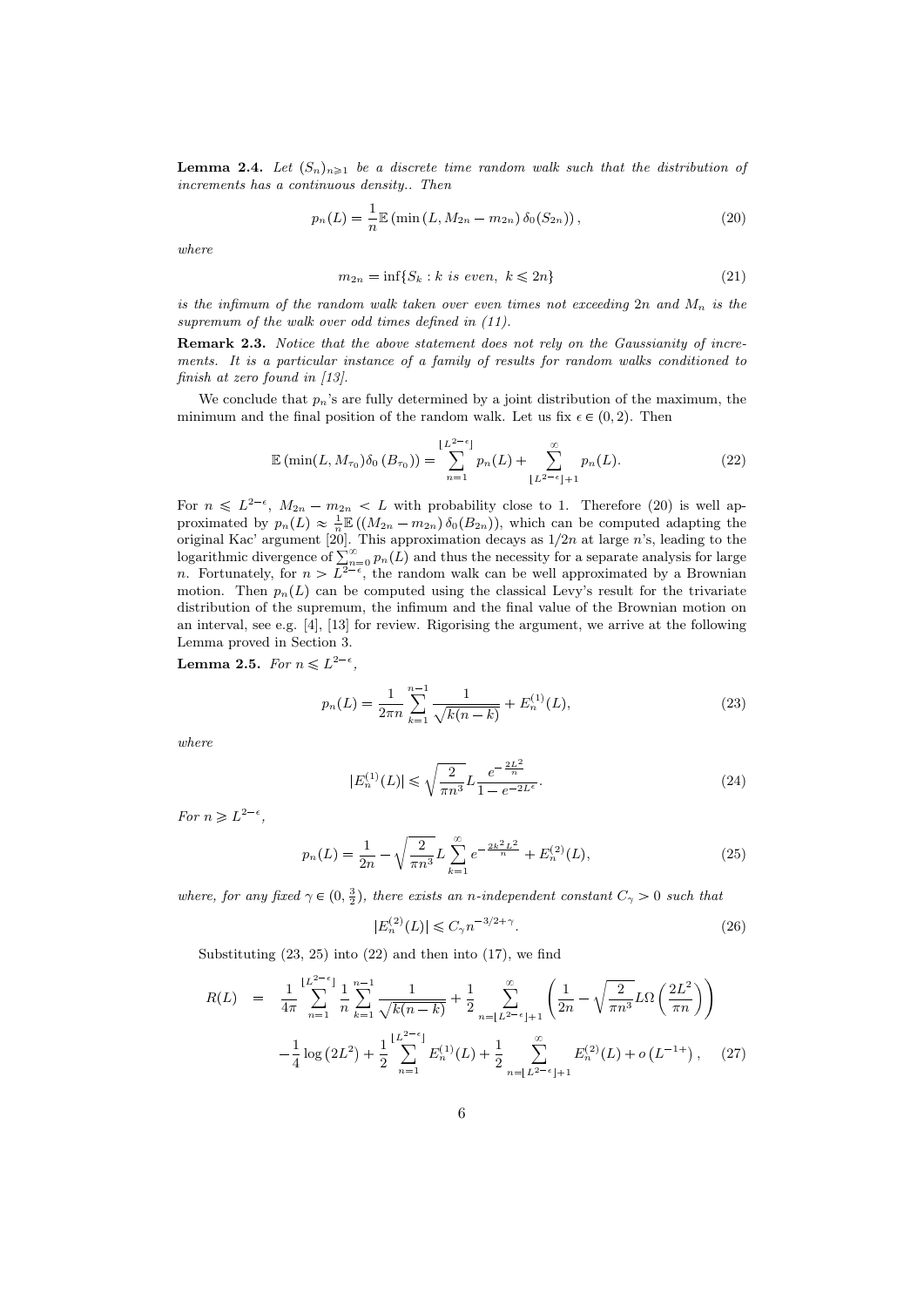**Lemma 2.4.** *Let $(S_n)_{n\geqslant 1}$ be a discrete time random walk such that the distribution of increments has a continuous density.. Then*

$$p_n(L) = \frac{1}{n}\mathbb{E}\left(\min\left(L, M_{2n} - m_{2n}\right)\delta_0(S_{2n})\right), \tag{20}$$

*where*

$$m_{2n} = \inf\{S_k : k \text{ is even},\ k \leqslant 2n\} \tag{21}$$

*is the infimum of the random walk taken over even times not exceeding $2n$ and $M_n$ is the supremum of the walk over odd times defined in (11).*

**Remark 2.3.** *Notice that the above statement does not rely on the Gaussianity of increments. It is a particular instance of a family of results for random walks conditioned to finish at zero found in [13].*

We conclude that $p_n$'s are fully determined by a joint distribution of the maximum, the minimum and the final position of the random walk. Let us fix $\epsilon \in (0, 2)$. Then

$$\mathbb{E}\left(\min(L, M_{\tau_0})\delta_0\left(B_{\tau_0}\right)\right) = \sum_{n=1}^{\lfloor L^{2-\epsilon}\rfloor} p_n(L) + \sum_{\lfloor L^{2-\epsilon}\rfloor+1}^{\infty} p_n(L). \tag{22}$$

For $n \leqslant L^{2-\epsilon}$, $M_{2n} - m_{2n} < L$ with probability close to 1. Therefore (20) is well approximated by $p_n(L) \approx \frac{1}{n}\mathbb{E}\left(\left(M_{2n} - m_{2n}\right)\delta_0(B_{2n})\right)$, which can be computed adapting the original Kac' argument [20]. This approximation decays as $1/2n$ at large $n$'s, leading to the logarithmic divergence of $\sum_{n=0}^{\infty} p_n(L)$ and thus the necessity for a separate analysis for large $n$. Fortunately, for $n > L^{2-\epsilon}$, the random walk can be well approximated by a Brownian motion. Then $p_n(L)$ can be computed using the classical Levy's result for the trivariate distribution of the supremum, the infimum and the final value of the Brownian motion on an interval, see e.g. [4], [13] for review. Rigorising the argument, we arrive at the following Lemma proved in Section 3.

**Lemma 2.5.** *For $n \leqslant L^{2-\epsilon}$,*

$$p_n(L) = \frac{1}{2\pi n}\sum_{k=1}^{n-1}\frac{1}{\sqrt{k(n-k)}} + E_n^{(1)}(L), \tag{23}$$

*where*

$$|E_n^{(1)}(L)| \leqslant \sqrt{\frac{2}{\pi n^3}}L\frac{e^{-\frac{2L^2}{n}}}{1 - e^{-2L^{\epsilon}}}. \tag{24}$$

*For $n \geqslant L^{2-\epsilon}$,*

$$p_n(L) = \frac{1}{2n} - \sqrt{\frac{2}{\pi n^3}}L\sum_{k=1}^{\infty} e^{-\frac{2k^2L^2}{n}} + E_n^{(2)}(L), \tag{25}$$

*where, for any fixed $\gamma \in (0, \frac{3}{2})$, there exists an $n$-independent constant $C_\gamma > 0$ such that*

$$|E_n^{(2)}(L)| \leqslant C_\gamma n^{-3/2+\gamma}. \tag{26}$$

Substituting (23, 25) into (22) and then into (17), we find

$$\begin{aligned} R(L) \quad &= \quad \frac{1}{4\pi}\sum_{n=1}^{\lfloor L^{2-\epsilon}\rfloor}\frac{1}{n}\sum_{k=1}^{n-1}\frac{1}{\sqrt{k(n-k)}} + \frac{1}{2}\sum_{n=\lfloor L^{2-\epsilon}\rfloor+1}^{\infty}\left(\frac{1}{2n} - \sqrt{\frac{2}{\pi n^3}}L\Omega\left(\frac{2L^2}{\pi n}\right)\right) \\ &\quad -\frac{1}{4}\log\left(2L^2\right) + \frac{1}{2}\sum_{n=1}^{\lfloor L^{2-\epsilon}\rfloor}E_n^{(1)}(L) + \frac{1}{2}\sum_{n=\lfloor L^{2-\epsilon}\rfloor+1}^{\infty}E_n^{(2)}(L) + o\left(L^{-1+}\right), \end{aligned} \tag{27}$$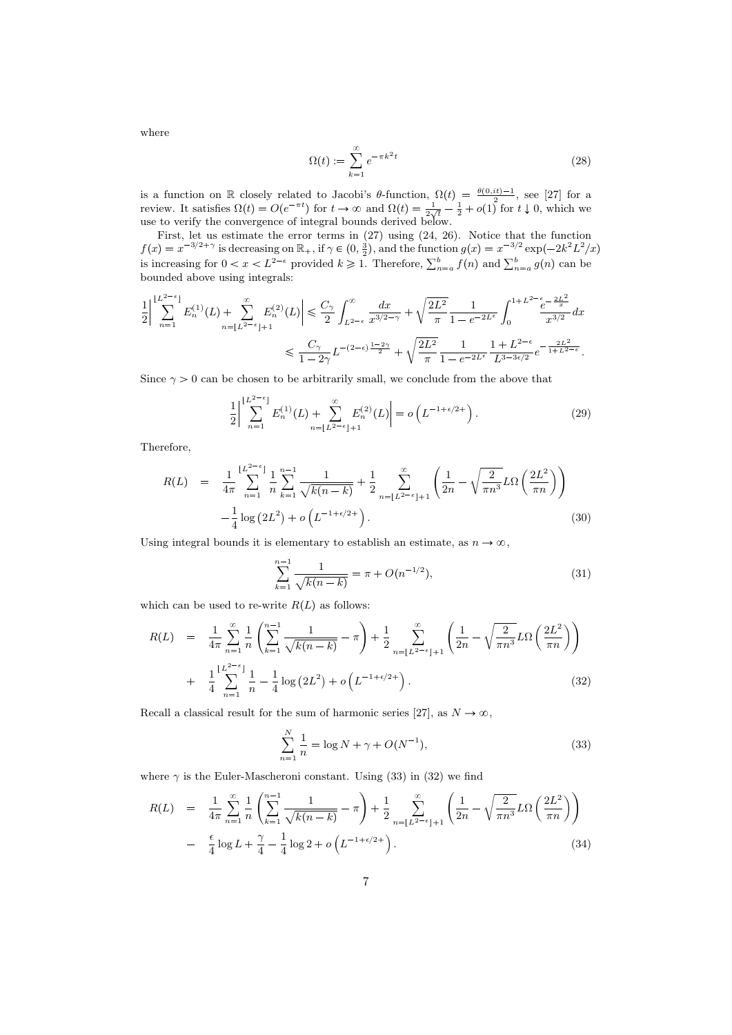where

$$\Omega(t) := \sum_{k=1}^{\infty} e^{-\pi k^2 t} \tag{28}$$

is a function on $\mathbb{R}$ closely related to Jacobi's $\theta$-function, $\Omega(t) = \frac{\theta(0,it)-1}{2}$, see [27] for a review. It satisfies $\Omega(t) = O(e^{-\pi t})$ for $t \to \infty$ and $\Omega(t) = \frac{1}{2\sqrt{t}} - \frac{1}{2} + o(1)$ for $t \downarrow 0$, which we use to verify the convergence of integral bounds derived below.

First, let us estimate the error terms in (27) using (24, 26). Notice that the function $f(x) = x^{-3/2+\gamma}$ is decreasing on $\mathbb{R}_+$, if $\gamma \in (0, \frac{3}{2})$, and the function $g(x) = x^{-3/2}\exp(-2k^2L^2/x)$ is increasing for $0 < x < L^{2-\epsilon}$ provided $k \geqslant 1$. Therefore, $\sum_{n=a}^{b} f(n)$ and $\sum_{n=a}^{b} g(n)$ can be bounded above using integrals:

$$\begin{aligned}
\frac{1}{2}\left| \sum_{n=1}^{\lfloor L^{2-\epsilon} \rfloor} E_n^{(1)}(L) + \sum_{n=\lfloor L^{2-\epsilon} \rfloor+1}^{\infty} E_n^{(2)}(L) \right| &\leqslant \frac{C_\gamma}{2} \int_{L^{2-\epsilon}}^{\infty} \frac{dx}{x^{3/2-\gamma}} + \sqrt{\frac{2L^2}{\pi}} \frac{1}{1-e^{-2L^\epsilon}} \int_0^{1+L^{2-\epsilon}} \frac{e^{-\frac{2L^2}{x}}}{x^{3/2}} dx \\
&\leqslant \frac{C_\gamma}{1-2\gamma} L^{-(2-\epsilon)\frac{1-2\gamma}{2}} + \sqrt{\frac{2L^2}{\pi}} \frac{1}{1-e^{-2L^\epsilon}} \frac{1+L^{2-\epsilon}}{L^{3-3\epsilon/2}} e^{-\frac{2L^2}{1+L^{2-\epsilon}}}.
\end{aligned}$$

Since $\gamma > 0$ can be chosen to be arbitrarily small, we conclude from the above that

$$\frac{1}{2}\left| \sum_{n=1}^{\lfloor L^{2-\epsilon} \rfloor} E_n^{(1)}(L) + \sum_{n=\lfloor L^{2-\epsilon} \rfloor+1}^{\infty} E_n^{(2)}(L) \right| = o\left(L^{-1+\epsilon/2+}\right). \tag{29}$$

Therefore,

$$\begin{aligned}
R(L) &= \frac{1}{4\pi} \sum_{n=1}^{\lfloor L^{2-\epsilon} \rfloor} \frac{1}{n} \sum_{k=1}^{n-1} \frac{1}{\sqrt{k(n-k)}} + \frac{1}{2} \sum_{n=\lfloor L^{2-\epsilon} \rfloor+1}^{\infty} \left( \frac{1}{2n} - \sqrt{\frac{2}{\pi n^3}} L\Omega\left(\frac{2L^2}{\pi n}\right) \right) \\
&\quad - \frac{1}{4}\log\left(2L^2\right) + o\left(L^{-1+\epsilon/2+}\right).
\end{aligned} \tag{30}$$

Using integral bounds it is elementary to establish an estimate, as $n \to \infty$,

$$\sum_{k=1}^{n-1} \frac{1}{\sqrt{k(n-k)}} = \pi + O(n^{-1/2}), \tag{31}$$

which can be used to re-write $R(L)$ as follows:

$$\begin{aligned}
R(L) &= \frac{1}{4\pi} \sum_{n=1}^{\infty} \frac{1}{n} \left( \sum_{k=1}^{n-1} \frac{1}{\sqrt{k(n-k)}} - \pi \right) + \frac{1}{2} \sum_{n=\lfloor L^{2-\epsilon} \rfloor+1}^{\infty} \left( \frac{1}{2n} - \sqrt{\frac{2}{\pi n^3}} L\Omega\left(\frac{2L^2}{\pi n}\right) \right) \\
&\quad + \frac{1}{4} \sum_{n=1}^{\lfloor L^{2-\epsilon} \rfloor} \frac{1}{n} - \frac{1}{4}\log\left(2L^2\right) + o\left(L^{-1+\epsilon/2+}\right).
\end{aligned} \tag{32}$$

Recall a classical result for the sum of harmonic series [27], as $N \to \infty$,

$$\sum_{n=1}^{N} \frac{1}{n} = \log N + \gamma + O(N^{-1}), \tag{33}$$

where $\gamma$ is the Euler-Mascheroni constant. Using (33) in (32) we find

$$\begin{aligned}
R(L) &= \frac{1}{4\pi} \sum_{n=1}^{\infty} \frac{1}{n} \left( \sum_{k=1}^{n-1} \frac{1}{\sqrt{k(n-k)}} - \pi \right) + \frac{1}{2} \sum_{n=\lfloor L^{2-\epsilon} \rfloor+1}^{\infty} \left( \frac{1}{2n} - \sqrt{\frac{2}{\pi n^3}} L\Omega\left(\frac{2L^2}{\pi n}\right) \right) \\
&\quad - \frac{\epsilon}{4}\log L + \frac{\gamma}{4} - \frac{1}{4}\log 2 + o\left(L^{-1+\epsilon/2+}\right).
\end{aligned} \tag{34}$$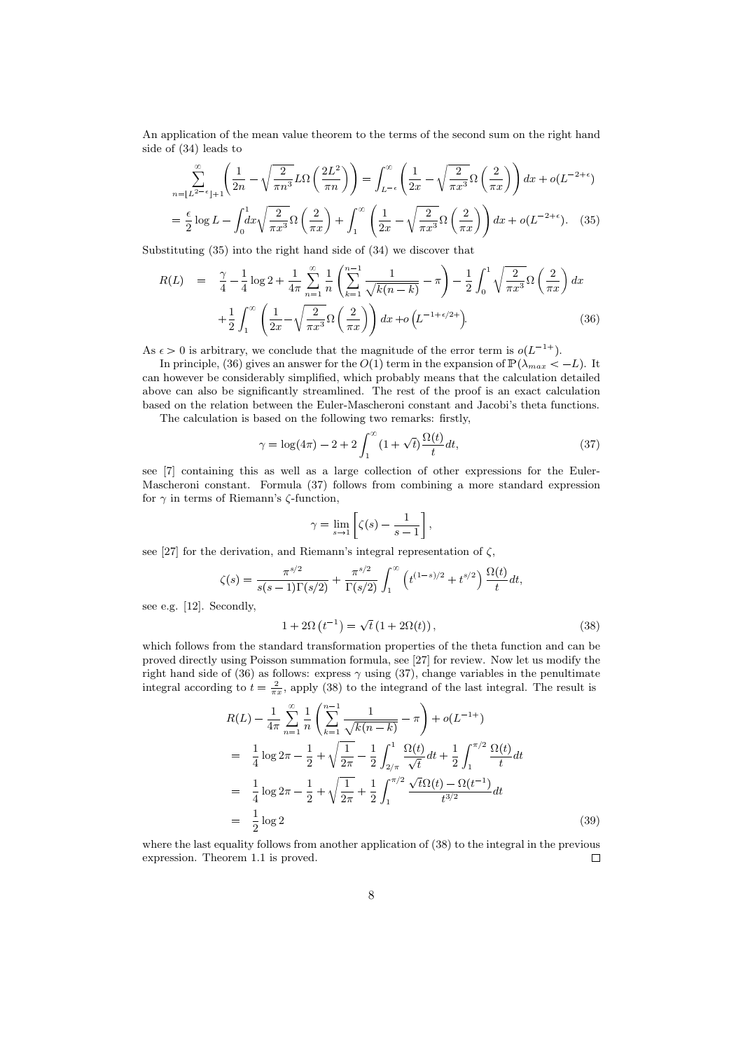An application of the mean value theorem to the terms of the second sum on the right hand side of (34) leads to

$$\sum_{n=\lfloor L^{2-\epsilon}\rfloor+1}^{\infty}\left(\frac{1}{2n}-\sqrt{\frac{2}{\pi n^3}}L\Omega\left(\frac{2L^2}{\pi n}\right)\right)=\int_{L^{-\epsilon}}^{\infty}\left(\frac{1}{2x}-\sqrt{\frac{2}{\pi x^3}}\Omega\left(\frac{2}{\pi x}\right)\right)dx+o(L^{-2+\epsilon})$$

$$=\frac{\epsilon}{2}\log L-\int_0^1 dx\sqrt{\frac{2}{\pi x^3}}\Omega\left(\frac{2}{\pi x}\right)+\int_1^{\infty}\left(\frac{1}{2x}-\sqrt{\frac{2}{\pi x^3}}\Omega\left(\frac{2}{\pi x}\right)\right)dx+o(L^{-2+\epsilon}). \quad (35)$$

Substituting (35) into the right hand side of (34) we discover that

$$\begin{aligned}R(L) &= \frac{\gamma}{4}-\frac{1}{4}\log 2+\frac{1}{4\pi}\sum_{n=1}^{\infty}\frac{1}{n}\left(\sum_{k=1}^{n-1}\frac{1}{\sqrt{k(n-k)}}-\pi\right)-\frac{1}{2}\int_0^1\sqrt{\frac{2}{\pi x^3}}\Omega\left(\frac{2}{\pi x}\right)dx\\ &\quad+\frac{1}{2}\int_1^{\infty}\left(\frac{1}{2x}-\sqrt{\frac{2}{\pi x^3}}\Omega\left(\frac{2}{\pi x}\right)\right)dx+o\left(L^{-1+\epsilon/2+}\right).\end{aligned} \quad (36)$$

As $\epsilon>0$ is arbitrary, we conclude that the magnitude of the error term is $o(L^{-1+})$.

In principle, (36) gives an answer for the $O(1)$ term in the expansion of $\mathbb{P}(\lambda_{max}<-L)$. It can however be considerably simplified, which probably means that the calculation detailed above can also be significantly streamlined. The rest of the proof is an exact calculation based on the relation between the Euler-Mascheroni constant and Jacobi's theta functions.

The calculation is based on the following two remarks: firstly,

$$\gamma=\log(4\pi)-2+2\int_1^{\infty}(1+\sqrt{t})\frac{\Omega(t)}{t}dt, \quad (37)$$

see [7] containing this as well as a large collection of other expressions for the Euler-Mascheroni constant. Formula (37) follows from combining a more standard expression for $\gamma$ in terms of Riemann's $\zeta$-function,

$$\gamma=\lim_{s\to1}\left[\zeta(s)-\frac{1}{s-1}\right],$$

see [27] for the derivation, and Riemann's integral representation of $\zeta$,

$$\zeta(s)=\frac{\pi^{s/2}}{s(s-1)\Gamma(s/2)}+\frac{\pi^{s/2}}{\Gamma(s/2)}\int_1^{\infty}\left(t^{(1-s)/2}+t^{s/2}\right)\frac{\Omega(t)}{t}dt,$$

see e.g. [12]. Secondly,

$$1+2\Omega\left(t^{-1}\right)=\sqrt{t}\left(1+2\Omega(t)\right), \quad (38)$$

which follows from the standard transformation properties of the theta function and can be proved directly using Poisson summation formula, see [27] for review. Now let us modify the right hand side of (36) as follows: express $\gamma$ using (37), change variables in the penultimate integral according to $t=\frac{2}{\pi x}$, apply (38) to the integrand of the last integral. The result is

$$\begin{aligned}&R(L)-\frac{1}{4\pi}\sum_{n=1}^{\infty}\frac{1}{n}\left(\sum_{k=1}^{n-1}\frac{1}{\sqrt{k(n-k)}}-\pi\right)+o(L^{-1+})\\ &=\frac{1}{4}\log 2\pi-\frac{1}{2}+\sqrt{\frac{1}{2\pi}}-\frac{1}{2}\int_{2/\pi}^{1}\frac{\Omega(t)}{\sqrt{t}}dt+\frac{1}{2}\int_1^{\pi/2}\frac{\Omega(t)}{t}dt\\ &=\frac{1}{4}\log 2\pi-\frac{1}{2}+\sqrt{\frac{1}{2\pi}}+\frac{1}{2}\int_1^{\pi/2}\frac{\sqrt{t}\Omega(t)-\Omega(t^{-1})}{t^{3/2}}dt\\ &=\frac{1}{2}\log 2\end{aligned} \quad (39)$$

where the last equality follows from another application of (38) to the integral in the previous expression. Theorem 1.1 is proved. $\square$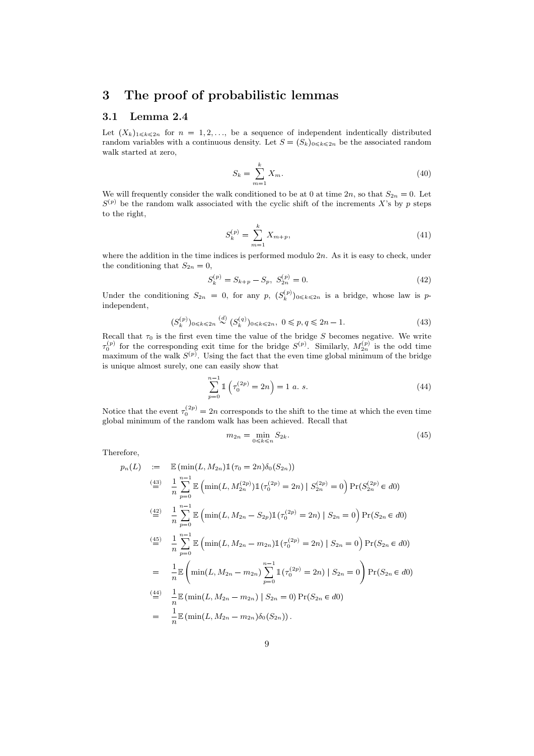# 3 The proof of probabilistic lemmas

## 3.1 Lemma 2.4

Let $(X_k)_{1\leqslant k\leqslant 2n}$ for $n = 1, 2, \ldots$, be a sequence of independent indentically distributed random variables with a continuous density. Let $S = (S_k)_{0\leqslant k\leqslant 2n}$ be the associated random walk started at zero,

$$S_k = \sum_{m=1}^{k} X_m. \tag{40}$$

We will frequently consider the walk conditioned to be at 0 at time $2n$, so that $S_{2n} = 0$. Let $S^{(p)}$ be the random walk associated with the cyclic shift of the increments $X$'s by $p$ steps to the right,

$$S_k^{(p)} = \sum_{m=1}^{k} X_{m+p}, \tag{41}$$

where the addition in the time indices is performed modulo $2n$. As it is easy to check, under the conditioning that $S_{2n} = 0$,

$$S_k^{(p)} = S_{k+p} - S_p,\ S_{2n}^{(p)} = 0. \tag{42}$$

Under the conditioning $S_{2n} = 0$, for any $p$, $(S_k^{(p)})_{0\leqslant k\leqslant 2n}$ is a bridge, whose law is $p$-independent,

$$(S_k^{(p)})_{0\leqslant k\leqslant 2n} \overset{(d)}{\sim} (S_k^{(q)})_{0\leqslant k\leqslant 2n},\ 0 \leqslant p, q \leqslant 2n-1. \tag{43}$$

Recall that $\tau_0$ is the first even time the value of the bridge $S$ becomes negative. We write $\tau_0^{(p)}$ for the corresponding exit time for the bridge $S^{(p)}$. Similarly, $M_{2n}^{(p)}$ is the odd time maximum of the walk $S^{(p)}$. Using the fact that the even time global minimum of the bridge is unique almost surely, one can easily show that

$$\sum_{p=0}^{n-1} \mathbb{1}\left(\tau_0^{(2p)} = 2n\right) = 1 \ a.\ s. \tag{44}$$

Notice that the event $\tau_0^{(2p)} = 2n$ corresponds to the shift to the time at which the even time global minimum of the random walk has been achieved. Recall that

$$m_{2n} = \min_{0\leqslant k\leqslant n} S_{2k}. \tag{45}$$

Therefore,

$$\begin{aligned}
p_n(L) \;&:=\; \mathbb{E}\left(\min(L, M_{2n})\mathbb{1}(\tau_0 = 2n)\delta_0(S_{2n})\right) \\
&\overset{(43)}{=}\; \frac{1}{n}\sum_{p=0}^{n-1} \mathbb{E}\left(\min(L, M_{2n}^{(2p)})\mathbb{1}(\tau_0^{(2p)} = 2n) \mid S_{2n}^{(2p)} = 0\right) \Pr(S_{2n}^{(2p)} \in d0) \\
&\overset{(42)}{=}\; \frac{1}{n}\sum_{p=0}^{n-1} \mathbb{E}\left(\min(L, M_{2n} - S_{2p})\mathbb{1}(\tau_0^{(2p)} = 2n) \mid S_{2n} = 0\right) \Pr(S_{2n} \in d0) \\
&\overset{(45)}{=}\; \frac{1}{n}\sum_{p=0}^{n-1} \mathbb{E}\left(\min(L, M_{2n} - m_{2n})\mathbb{1}(\tau_0^{(2p)} = 2n) \mid S_{2n} = 0\right) \Pr(S_{2n} \in d0) \\
&=\; \frac{1}{n}\mathbb{E}\left(\min(L, M_{2n} - m_{2n})\sum_{p=0}^{n-1}\mathbb{1}(\tau_0^{(2p)} = 2n) \mid S_{2n} = 0\right) \Pr(S_{2n} \in d0) \\
&\overset{(44)}{=}\; \frac{1}{n}\mathbb{E}\left(\min(L, M_{2n} - m_{2n}) \mid S_{2n} = 0\right) \Pr(S_{2n} \in d0) \\
&=\; \frac{1}{n}\mathbb{E}\left(\min(L, M_{2n} - m_{2n})\delta_0(S_{2n})\right).
\end{aligned}$$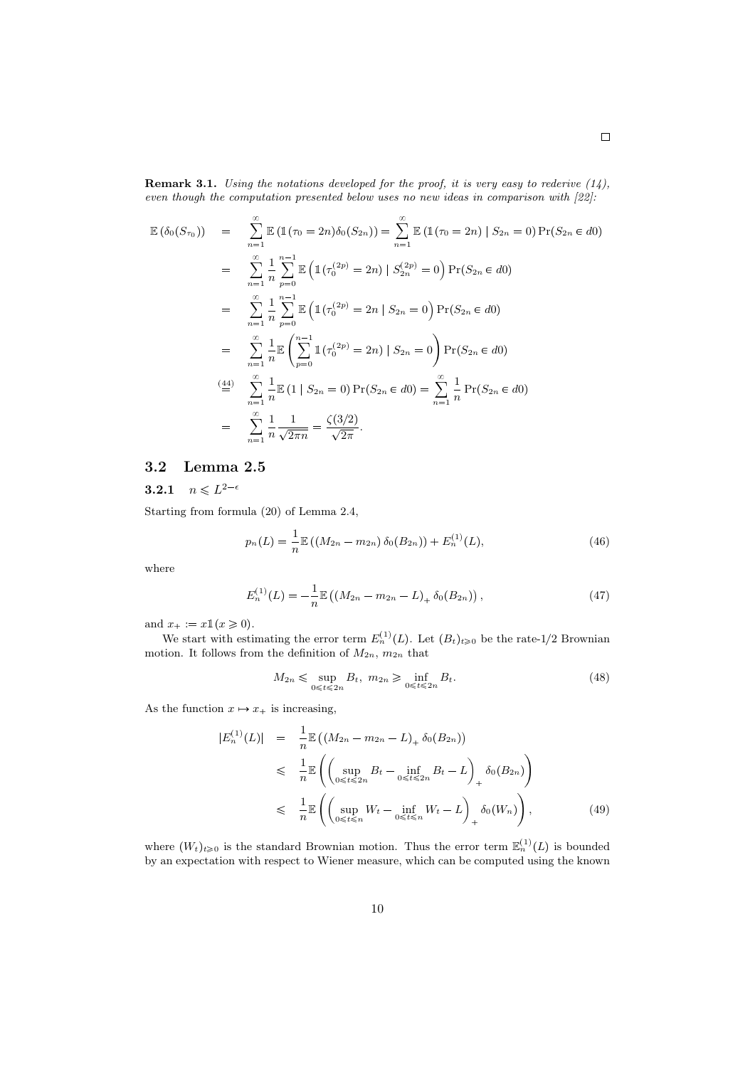□

**Remark 3.1.** *Using the notations developed for the proof, it is very easy to rederive (14), even though the computation presented below uses no new ideas in comparison with [22]:*

$$
\begin{aligned}
\mathbb{E}\left(\delta_0(S_{\tau_0})\right) &= \sum_{n=1}^{\infty} \mathbb{E}\left(\mathbb{1}(\tau_0 = 2n)\delta_0(S_{2n})\right) = \sum_{n=1}^{\infty} \mathbb{E}\left(\mathbb{1}(\tau_0 = 2n) \mid S_{2n} = 0\right) \Pr(S_{2n} \in d0) \\
&= \sum_{n=1}^{\infty} \frac{1}{n} \sum_{p=0}^{n-1} \mathbb{E}\left(\mathbb{1}(\tau_0^{(2p)} = 2n) \mid S_{2n}^{(2p)} = 0\right) \Pr(S_{2n} \in d0) \\
&= \sum_{n=1}^{\infty} \frac{1}{n} \sum_{p=0}^{n-1} \mathbb{E}\left(\mathbb{1}(\tau_0^{(2p)} = 2n \mid S_{2n} = 0\right) \Pr(S_{2n} \in d0) \\
&= \sum_{n=1}^{\infty} \frac{1}{n} \mathbb{E}\left(\sum_{p=0}^{n-1} \mathbb{1}(\tau_0^{(2p)} = 2n) \mid S_{2n} = 0\right) \Pr(S_{2n} \in d0) \\
&\overset{(44)}{=} \sum_{n=1}^{\infty} \frac{1}{n} \mathbb{E}\left(1 \mid S_{2n} = 0\right) \Pr(S_{2n} \in d0) = \sum_{n=1}^{\infty} \frac{1}{n} \Pr(S_{2n} \in d0) \\
&= \sum_{n=1}^{\infty} \frac{1}{n} \frac{1}{\sqrt{2\pi n}} = \frac{\zeta(3/2)}{\sqrt{2\pi}}.
\end{aligned}
$$

## 3.2 Lemma 2.5

### 3.2.1 $n \leqslant L^{2-\epsilon}$

Starting from formula (20) of Lemma 2.4,

$$
p_n(L) = \frac{1}{n} \mathbb{E}\left(\left(M_{2n} - m_{2n}\right) \delta_0(B_{2n})\right) + E_n^{(1)}(L), \tag{46}
$$

where

$$
E_n^{(1)}(L) = -\frac{1}{n} \mathbb{E}\left(\left(M_{2n} - m_{2n} - L\right)_+ \delta_0(B_{2n})\right), \tag{47}
$$

and $x_+ := x\mathbb{1}(x \geqslant 0)$.

We start with estimating the error term $E_n^{(1)}(L)$. Let $(B_t)_{t \geqslant 0}$ be the rate-1/2 Brownian motion. It follows from the definition of $M_{2n}$, $m_{2n}$ that

$$
M_{2n} \leqslant \sup_{0 \leqslant t \leqslant 2n} B_t, \; m_{2n} \geqslant \inf_{0 \leqslant t \leqslant 2n} B_t. \tag{48}
$$

As the function $x \mapsto x_+$ is increasing,

$$
\begin{aligned}
|E_n^{(1)}(L)| &= \frac{1}{n} \mathbb{E}\left(\left(M_{2n} - m_{2n} - L\right)_+ \delta_0(B_{2n})\right) \\
&\leqslant \frac{1}{n} \mathbb{E}\left(\left(\sup_{0 \leqslant t \leqslant 2n} B_t - \inf_{0 \leqslant t \leqslant 2n} B_t - L\right)_+ \delta_0(B_{2n})\right) \\
&\leqslant \frac{1}{n} \mathbb{E}\left(\left(\sup_{0 \leqslant t \leqslant n} W_t - \inf_{0 \leqslant t \leqslant n} W_t - L\right)_+ \delta_0(W_n)\right),
\end{aligned} \tag{49}
$$

where $(W_t)_{t \geqslant 0}$ is the standard Brownian motion. Thus the error term $\mathbb{E}_n^{(1)}(L)$ is bounded by an expectation with respect to Wiener measure, which can be computed using the known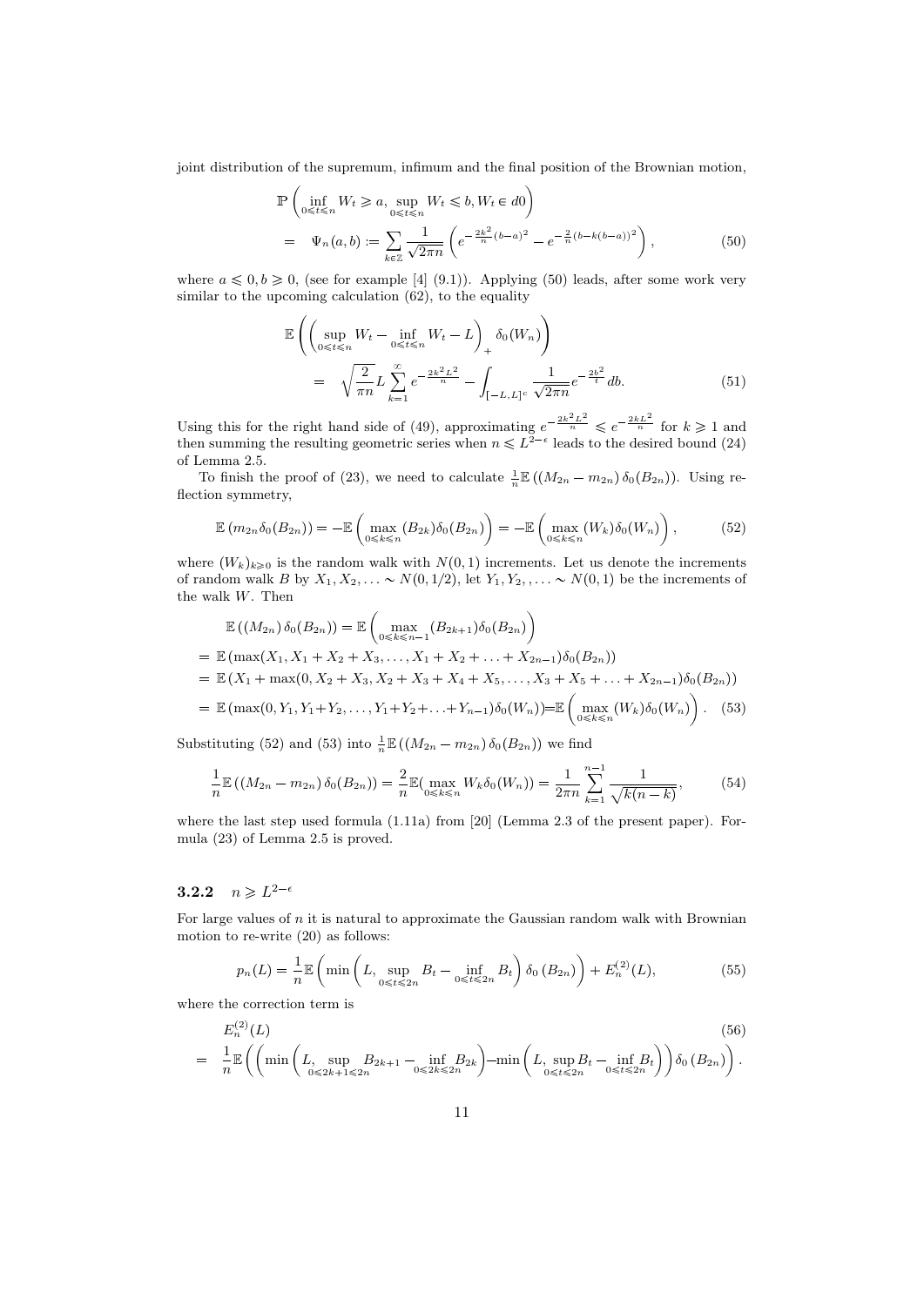joint distribution of the supremum, infimum and the final position of the Brownian motion,

$$\mathbb{P}\left(\inf_{0\leqslant t\leqslant n} W_t \geqslant a, \sup_{0\leqslant t\leqslant n} W_t \leqslant b, W_t \in d0\right)$$

$$= \Psi_n(a,b) := \sum_{k\in\mathbb{Z}} \frac{1}{\sqrt{2\pi n}}\left(e^{-\frac{2k^2}{n}(b-a)^2} - e^{-\frac{2}{n}(b-k(b-a))^2}\right), \tag{50}$$

where $a \leqslant 0, b \geqslant 0$, (see for example [4] (9.1)). Applying (50) leads, after some work very similar to the upcoming calculation (62), to the equality

$$\mathbb{E}\left(\left(\sup_{0\leqslant t\leqslant n} W_t - \inf_{0\leqslant t\leqslant n} W_t - L\right)_+ \delta_0(W_n)\right)$$

$$= \sqrt{\frac{2}{\pi n}} L \sum_{k=1}^{\infty} e^{-\frac{2k^2L^2}{n}} - \int_{[-L,L]^c} \frac{1}{\sqrt{2\pi n}} e^{-\frac{2b^2}{t}} db. \tag{51}$$

Using this for the right hand side of (49), approximating $e^{-\frac{2k^2L^2}{n}} \leqslant e^{-\frac{2kL^2}{n}}$ for $k \geqslant 1$ and then summing the resulting geometric series when $n \leqslant L^{2-\epsilon}$ leads to the desired bound (24) of Lemma 2.5.

To finish the proof of (23), we need to calculate $\frac{1}{n}\mathbb{E}\left((M_{2n} - m_{2n})\,\delta_0(B_{2n})\right)$. Using reflection symmetry,

$$\mathbb{E}\left(m_{2n}\delta_0(B_{2n})\right) = -\mathbb{E}\left(\max_{0\leqslant k\leqslant n}(B_{2k})\delta_0(B_{2n})\right) = -\mathbb{E}\left(\max_{0\leqslant k\leqslant n}(W_k)\delta_0(W_n)\right), \tag{52}$$

where $(W_k)_{k\geqslant 0}$ is the random walk with $N(0,1)$ increments. Let us denote the increments of random walk $B$ by $X_1, X_2, \ldots \sim N(0, 1/2)$, let $Y_1, Y_2, \ldots \sim N(0,1)$ be the increments of the walk $W$. Then

$$\mathbb{E}\left((M_{2n})\,\delta_0(B_{2n})\right) = \mathbb{E}\left(\max_{0\leqslant k\leqslant n-1}(B_{2k+1})\delta_0(B_{2n})\right)$$

$$= \mathbb{E}\left(\max(X_1, X_1+X_2+X_3, \ldots, X_1+X_2+\ldots+X_{2n-1})\delta_0(B_{2n})\right)$$

$$= \mathbb{E}\left(X_1 + \max(0, X_2+X_3, X_2+X_3+X_4+X_5, \ldots, X_3+X_5+\ldots+X_{2n-1})\delta_0(B_{2n})\right)$$

$$= \mathbb{E}\left(\max(0, Y_1, Y_1+Y_2, \ldots, Y_1+Y_2+\ldots+Y_{n-1})\delta_0(W_n)\right) = \mathbb{E}\left(\max_{0\leqslant k\leqslant n}(W_k)\delta_0(W_n)\right). \tag{53}$$

Substituting (52) and (53) into $\frac{1}{n}\mathbb{E}\left((M_{2n} - m_{2n})\,\delta_0(B_{2n})\right)$ we find

$$\frac{1}{n}\mathbb{E}\left((M_{2n} - m_{2n})\,\delta_0(B_{2n})\right) = \frac{2}{n}\mathbb{E}\left(\max_{0\leqslant k\leqslant n} W_k \delta_0(W_n)\right) = \frac{1}{2\pi n}\sum_{k=1}^{n-1}\frac{1}{\sqrt{k(n-k)}}, \tag{54}$$

where the last step used formula (1.11a) from [20] (Lemma 2.3 of the present paper). Formula (23) of Lemma 2.5 is proved.

### 3.2.2 $n \geqslant L^{2-\epsilon}$

For large values of $n$ it is natural to approximate the Gaussian random walk with Brownian motion to re-write (20) as follows:

$$p_n(L) = \frac{1}{n}\mathbb{E}\left(\min\left(L, \sup_{0\leqslant t\leqslant 2n} B_t - \inf_{0\leqslant t\leqslant 2n} B_t\right)\delta_0(B_{2n})\right) + E_n^{(2)}(L), \tag{55}$$

where the correction term is

$$E_n^{(2)}(L) \tag{56}$$

$$= \frac{1}{n}\mathbb{E}\left(\left(\min\left(L, \sup_{0\leqslant 2k+1\leqslant 2n} B_{2k+1} - \inf_{0\leqslant 2k\leqslant 2n} B_{2k}\right) - \min\left(L, \sup_{0\leqslant t\leqslant 2n} B_t - \inf_{0\leqslant t\leqslant 2n} B_t\right)\right)\delta_0(B_{2n})\right).$$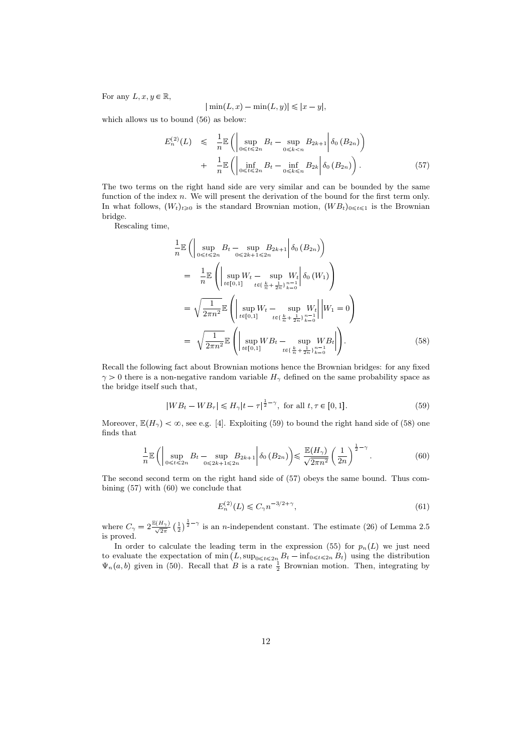For any $L, x, y \in \mathbb{R}$,

$$|\min(L,x) - \min(L,y)| \leqslant |x-y|,$$

which allows us to bound (56) as below:

$$\begin{aligned} E_n^{(2)}(L) &\leqslant \frac{1}{n}\mathbb{E}\left(\left|\sup_{0\leqslant t\leqslant 2n} B_t - \sup_{0\leqslant k<n} B_{2k+1}\right| \delta_0\left(B_{2n}\right)\right) \\ &+ \frac{1}{n}\mathbb{E}\left(\left|\inf_{0\leqslant t\leqslant 2n} B_t - \inf_{0\leqslant k\leqslant n} B_{2k}\right| \delta_0\left(B_{2n}\right)\right). \end{aligned} \tag{57}$$

The two terms on the right hand side are very similar and can be bounded by the same function of the index $n$. We will present the derivation of the bound for the first term only. In what follows, $(W_t)_{t\geqslant 0}$ is the standard Brownian motion, $(WB_t)_{0\leqslant t\leqslant 1}$ is the Brownian bridge.

Rescaling time,

$$\begin{aligned} &\frac{1}{n}\mathbb{E}\left(\left|\sup_{0\leqslant t\leqslant 2n} B_t - \sup_{0\leqslant 2k+1\leqslant 2n} B_{2k+1}\right| \delta_0\left(B_{2n}\right)\right) \\ &= \frac{1}{n}\mathbb{E}\left(\left|\sup_{t\in[0,1]} W_t - \sup_{t\in\{\frac{k}{n}+\frac{1}{2n}\}_{k=0}^{n-1}} W_t\right| \delta_0\left(W_1\right)\right) \\ &= \sqrt{\frac{1}{2\pi n^2}}\mathbb{E}\left(\left|\sup_{t\in[0,1]} W_t - \sup_{t\in\{\frac{k}{n}+\frac{1}{2n}\}_{k=0}^{n-1}} W_t\right| \Bigg| W_1 = 0\right) \\ &= \sqrt{\frac{1}{2\pi n^2}}\mathbb{E}\left(\left|\sup_{t\in[0,1]} WB_t - \sup_{t\in\{\frac{k}{n}+\frac{1}{2n}\}_{k=0}^{n-1}} WB_t\right|\right). \end{aligned} \tag{58}$$

Recall the following fact about Brownian motions hence the Brownian bridges: for any fixed $\gamma > 0$ there is a non-negative random variable $H_\gamma$ defined on the same probability space as the bridge itself such that,

$$|WB_t - WB_\tau| \leqslant H_\gamma |t-\tau|^{\frac{1}{2}-\gamma}, \text{ for all } t, \tau \in [0,1]. \tag{59}$$

Moreover, $\mathbb{E}(H_\gamma) < \infty$, see e.g. [4]. Exploiting (59) to bound the right hand side of (58) one finds that

$$\frac{1}{n}\mathbb{E}\left(\left|\sup_{0\leqslant t\leqslant 2n} B_t - \sup_{0\leqslant 2k+1\leqslant 2n} B_{2k+1}\right| \delta_0\left(B_{2n}\right)\right) \leqslant \frac{\mathbb{E}(H_\gamma)}{\sqrt{2\pi n^2}}\left(\frac{1}{2n}\right)^{\frac{1}{2}-\gamma}. \tag{60}$$

The second second term on the right hand side of (57) obeys the same bound. Thus combining (57) with (60) we conclude that

$$E_n^{(2)}(L) \leqslant C_\gamma n^{-3/2+\gamma}, \tag{61}$$

where $C_\gamma = 2\frac{\mathbb{E}(H_\gamma)}{\sqrt{2\pi}}\left(\frac{1}{2}\right)^{\frac{1}{2}-\gamma}$ is an $n$-independent constant. The estimate (26) of Lemma 2.5 is proved.

In order to calculate the leading term in the expression (55) for $p_n(L)$ we just need to evaluate the expectation of $\min\left(L, \sup_{0\leqslant t\leqslant 2n} B_t - \inf_{0\leqslant t\leqslant 2n} B_t\right)$ using the distribution $\Psi_n(a,b)$ given in (50). Recall that $B$ is a rate $\frac{1}{2}$ Brownian motion. Then, integrating by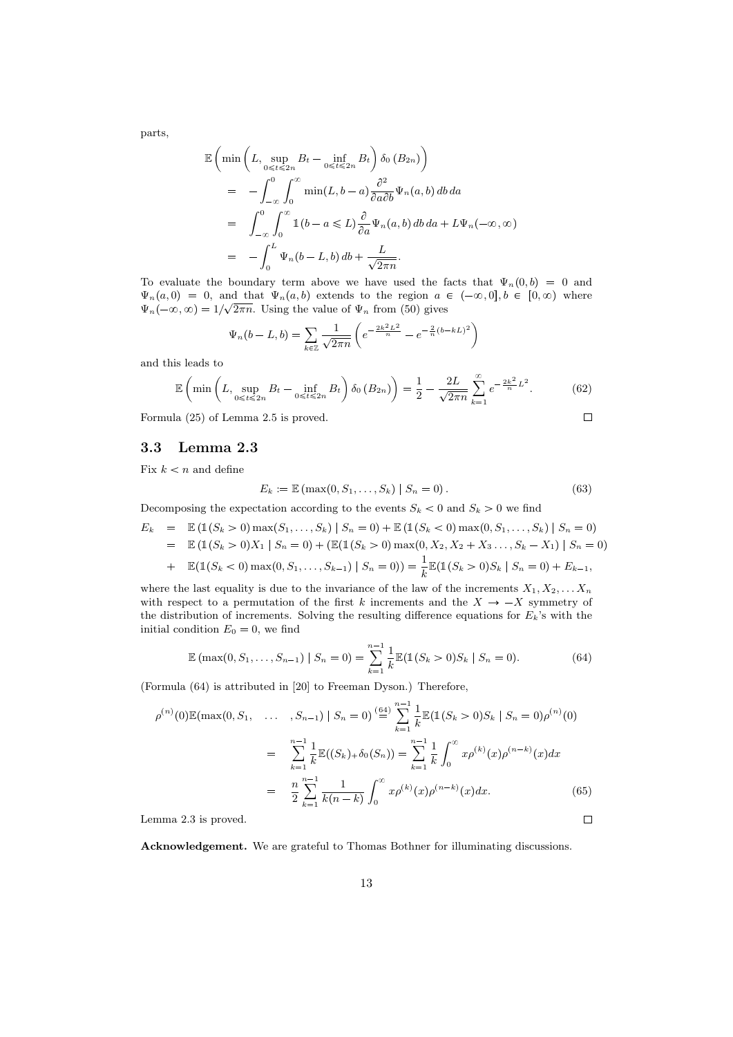parts,

$$
\begin{aligned}
&\mathbb{E}\left(\min\left(L, \sup_{0\leqslant t\leqslant 2n} B_t - \inf_{0\leqslant t\leqslant 2n} B_t\right)\delta_0\left(B_{2n}\right)\right) \\
&= -\int_{-\infty}^{0}\int_{0}^{\infty} \min(L, b-a)\frac{\partial^2}{\partial a \partial b}\Psi_n(a,b)\, db\, da \\
&= \int_{-\infty}^{0}\int_{0}^{\infty} \mathbb{1}(b-a\leqslant L)\frac{\partial}{\partial a}\Psi_n(a,b)\, db\, da + L\Psi_n(-\infty,\infty) \\
&= -\int_{0}^{L}\Psi_n(b-L,b)\, db + \frac{L}{\sqrt{2\pi n}}.
\end{aligned}
$$

To evaluate the boundary term above we have used the facts that $\Psi_n(0,b) = 0$ and $\Psi_n(a,0) = 0$, and that $\Psi_n(a,b)$ extends to the region $a \in (-\infty, 0], b \in [0,\infty)$ where $\Psi_n(-\infty,\infty) = 1/\sqrt{2\pi n}$. Using the value of $\Psi_n$ from (50) gives

$$
\Psi_n(b-L,b) = \sum_{k\in\mathbb{Z}} \frac{1}{\sqrt{2\pi n}}\left(e^{-\frac{2k^2L^2}{n}} - e^{-\frac{2}{n}(b-kL)^2}\right)
$$

and this leads to

$$
\mathbb{E}\left(\min\left(L, \sup_{0\leqslant t\leqslant 2n} B_t - \inf_{0\leqslant t\leqslant 2n} B_t\right)\delta_0\left(B_{2n}\right)\right) = \frac{1}{2} - \frac{2L}{\sqrt{2\pi n}}\sum_{k=1}^{\infty} e^{-\frac{2k^2}{n}L^2}. \tag{62}
$$

Formula (25) of Lemma 2.5 is proved. □

## 3.3 Lemma 2.3

Fix $k < n$ and define

$$
E_k := \mathbb{E}\left(\max(0, S_1, \ldots, S_k) \mid S_n = 0\right). \tag{63}
$$

Decomposing the expectation according to the events $S_k < 0$ and $S_k > 0$ we find

$$
\begin{aligned}
E_k &= \mathbb{E}\left(\mathbb{1}(S_k > 0)\max(S_1,\ldots,S_k) \mid S_n = 0\right) + \mathbb{E}\left(\mathbb{1}(S_k < 0)\max(0,S_1,\ldots,S_k) \mid S_n = 0\right) \\
&= \mathbb{E}\left(\mathbb{1}(S_k > 0)X_1 \mid S_n = 0\right) + \left(\mathbb{E}(\mathbb{1}(S_k > 0)\max(0, X_2, X_2+X_3\ldots, S_k - X_1) \mid S_n = 0\right) \\
&+ \mathbb{E}(\mathbb{1}(S_k < 0)\max(0,S_1,\ldots,S_{k-1}) \mid S_n = 0)) = \frac{1}{k}\mathbb{E}(\mathbb{1}(S_k > 0)S_k \mid S_n = 0) + E_{k-1},
\end{aligned}
$$

where the last equality is due to the invariance of the law of the increments $X_1, X_2, \ldots X_n$ with respect to a permutation of the first $k$ increments and the $X \to -X$ symmetry of the distribution of increments. Solving the resulting difference equations for $E_k$'s with the initial condition $E_0 = 0$, we find

$$
\mathbb{E}\left(\max(0,S_1,\ldots,S_{n-1}) \mid S_n = 0\right) = \sum_{k=1}^{n-1}\frac{1}{k}\mathbb{E}(\mathbb{1}(S_k > 0)S_k \mid S_n = 0). \tag{64}
$$

(Formula (64) is attributed in [20] to Freeman Dyson.) Therefore,

$$
\begin{aligned}
\rho^{(n)}(0)\mathbb{E}(\max(0,S_1, \quad \ldots \quad, S_{n-1}) \mid S_n = 0) &\overset{(64)}{=} \sum_{k=1}^{n-1}\frac{1}{k}\mathbb{E}(\mathbb{1}(S_k > 0)S_k \mid S_n = 0)\rho^{(n)}(0) \\
&= \sum_{k=1}^{n-1}\frac{1}{k}\mathbb{E}((S_k)_+\delta_0(S_n)) = \sum_{k=1}^{n-1}\frac{1}{k}\int_0^{\infty} x\rho^{(k)}(x)\rho^{(n-k)}(x)dx \\
&= \frac{n}{2}\sum_{k=1}^{n-1}\frac{1}{k(n-k)}\int_0^{\infty} x\rho^{(k)}(x)\rho^{(n-k)}(x)dx. \qquad (65)
\end{aligned}
$$

Lemma 2.3 is proved. □

**Acknowledgement.** We are grateful to Thomas Bothner for illuminating discussions.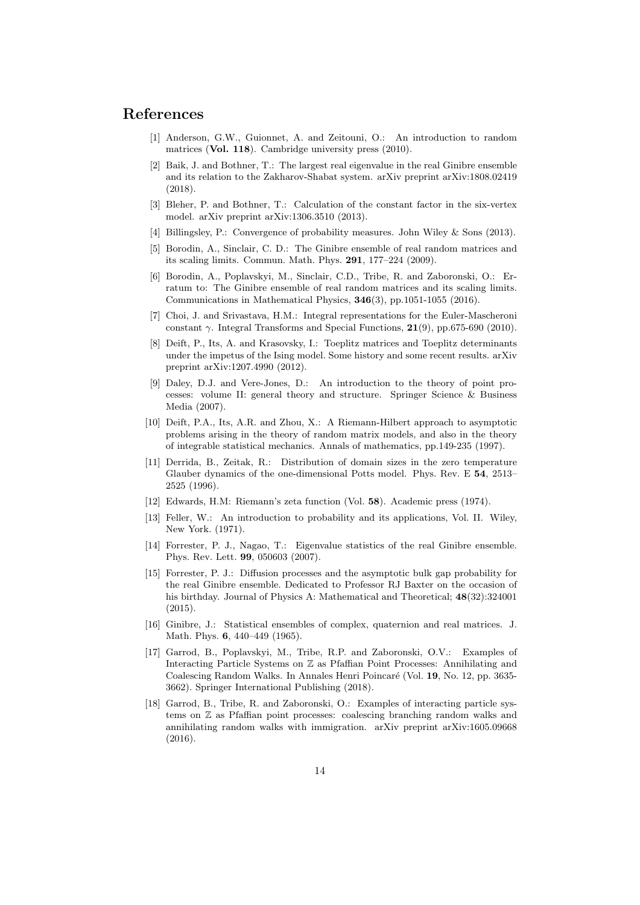# References

[1] Anderson, G.W., Guionnet, A. and Zeitouni, O.: An introduction to random matrices (**Vol. 118**). Cambridge university press (2010).

[2] Baik, J. and Bothner, T.: The largest real eigenvalue in the real Ginibre ensemble and its relation to the Zakharov-Shabat system. arXiv preprint arXiv:1808.02419 (2018).

[3] Bleher, P. and Bothner, T.: Calculation of the constant factor in the six-vertex model. arXiv preprint arXiv:1306.3510 (2013).

[4] Billingsley, P.: Convergence of probability measures. John Wiley & Sons (2013).

[5] Borodin, A., Sinclair, C. D.: The Ginibre ensemble of real random matrices and its scaling limits. Commun. Math. Phys. **291**, 177–224 (2009).

[6] Borodin, A., Poplavskyi, M., Sinclair, C.D., Tribe, R. and Zaboronski, O.: Erratum to: The Ginibre ensemble of real random matrices and its scaling limits. Communications in Mathematical Physics, **346**(3), pp.1051-1055 (2016).

[7] Choi, J. and Srivastava, H.M.: Integral representations for the Euler-Mascheroni constant $\gamma$. Integral Transforms and Special Functions, **21**(9), pp.675-690 (2010).

[8] Deift, P., Its, A. and Krasovsky, I.: Toeplitz matrices and Toeplitz determinants under the impetus of the Ising model. Some history and some recent results. arXiv preprint arXiv:1207.4990 (2012).

[9] Daley, D.J. and Vere-Jones, D.: An introduction to the theory of point processes: volume II: general theory and structure. Springer Science & Business Media (2007).

[10] Deift, P.A., Its, A.R. and Zhou, X.: A Riemann-Hilbert approach to asymptotic problems arising in the theory of random matrix models, and also in the theory of integrable statistical mechanics. Annals of mathematics, pp.149-235 (1997).

[11] Derrida, B., Zeitak, R.: Distribution of domain sizes in the zero temperature Glauber dynamics of the one-dimensional Potts model. Phys. Rev. E **54**, 2513–2525 (1996).

[12] Edwards, H.M: Riemann's zeta function (Vol. **58**). Academic press (1974).

[13] Feller, W.: An introduction to probability and its applications, Vol. II. Wiley, New York. (1971).

[14] Forrester, P. J., Nagao, T.: Eigenvalue statistics of the real Ginibre ensemble. Phys. Rev. Lett. **99**, 050603 (2007).

[15] Forrester, P. J.: Diffusion processes and the asymptotic bulk gap probability for the real Ginibre ensemble. Dedicated to Professor RJ Baxter on the occasion of his birthday. Journal of Physics A: Mathematical and Theoretical; **48**(32):324001 (2015).

[16] Ginibre, J.: Statistical ensembles of complex, quaternion and real matrices. J. Math. Phys. **6**, 440–449 (1965).

[17] Garrod, B., Poplavskyi, M., Tribe, R.P. and Zaboronski, O.V.: Examples of Interacting Particle Systems on $\mathbb{Z}$ as Pfaffian Point Processes: Annihilating and Coalescing Random Walks. In Annales Henri Poincaré (Vol. **19**, No. 12, pp. 3635-3662). Springer International Publishing (2018).

[18] Garrod, B., Tribe, R. and Zaboronski, O.: Examples of interacting particle systems on $\mathbb{Z}$ as Pfaffian point processes: coalescing branching random walks and annihilating random walks with immigration. arXiv preprint arXiv:1605.09668 (2016).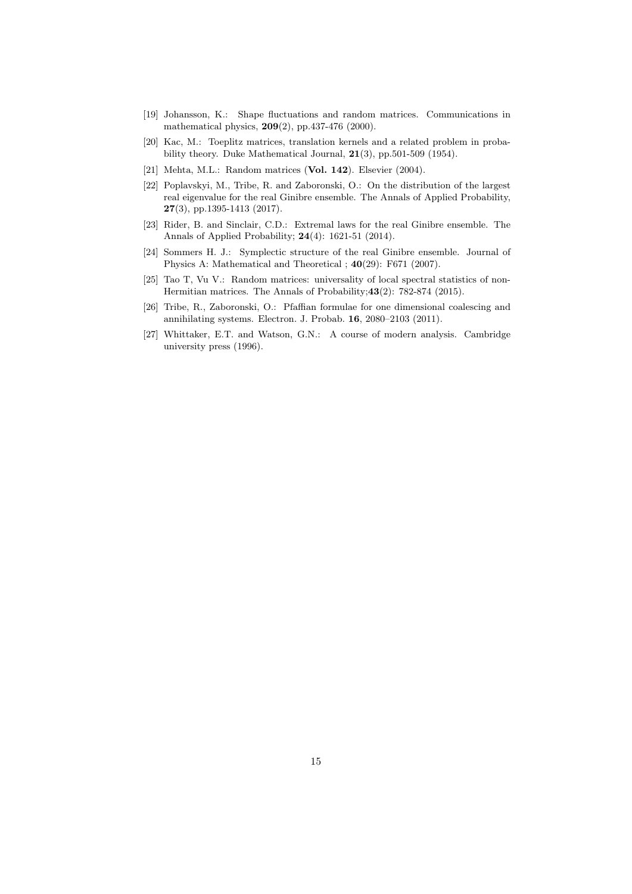[19] Johansson, K.: Shape fluctuations and random matrices. Communications in mathematical physics, **209**(2), pp.437-476 (2000).

[20] Kac, M.: Toeplitz matrices, translation kernels and a related problem in probability theory. Duke Mathematical Journal, **21**(3), pp.501-509 (1954).

[21] Mehta, M.L.: Random matrices (**Vol. 142**). Elsevier (2004).

[22] Poplavskyi, M., Tribe, R. and Zaboronski, O.: On the distribution of the largest real eigenvalue for the real Ginibre ensemble. The Annals of Applied Probability, **27**(3), pp.1395-1413 (2017).

[23] Rider, B. and Sinclair, C.D.: Extremal laws for the real Ginibre ensemble. The Annals of Applied Probability; **24**(4): 1621-51 (2014).

[24] Sommers H. J.: Symplectic structure of the real Ginibre ensemble. Journal of Physics A: Mathematical and Theoretical ; **40**(29): F671 (2007).

[25] Tao T, Vu V.: Random matrices: universality of local spectral statistics of non-Hermitian matrices. The Annals of Probability;**43**(2): 782-874 (2015).

[26] Tribe, R., Zaboronski, O.: Pfaffian formulae for one dimensional coalescing and annihilating systems. Electron. J. Probab. **16**, 2080–2103 (2011).

[27] Whittaker, E.T. and Watson, G.N.: A course of modern analysis. Cambridge university press (1996).